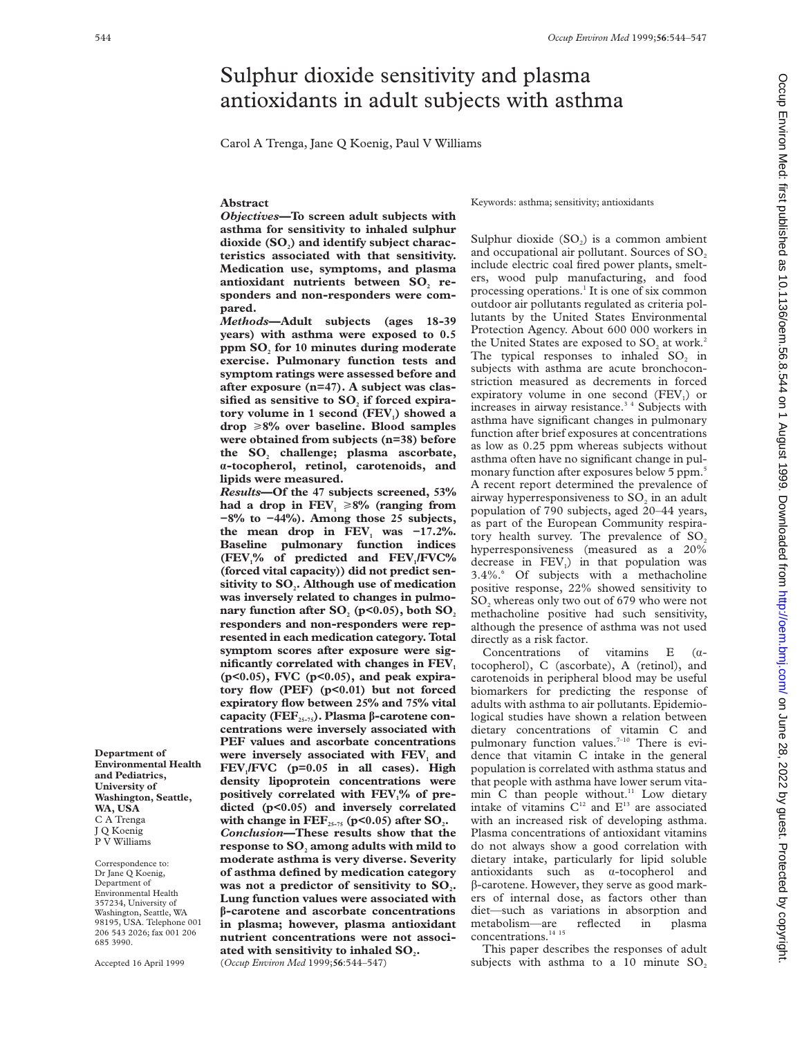# Sulphur dioxide sensitivity and plasma antioxidants in adult subjects with asthma

Carol A Trenga, Jane Q Koenig, Paul V Williams

## Abstract

***Objectives*—To screen adult subjects with asthma for sensitivity to inhaled sulphur dioxide ($SO_2$) and identify subject characteristics associated with that sensitivity. Medication use, symptoms, and plasma antioxidant nutrients between $SO_2$ responders and non-responders were compared.**

***Methods*—Adult subjects (ages 18-39 years) with asthma were exposed to 0.5 ppm $SO_2$ for 10 minutes during moderate exercise. Pulmonary function tests and symptom ratings were assessed before and after exposure (n=47). A subject was classified as sensitive to $SO_2$ if forced expiratory volume in 1 second ($FEV_1$) showed a drop ⩾8% over baseline. Blood samples were obtained from subjects (n=38) before the $SO_2$ challenge; plasma ascorbate, α-tocopherol, retinol, carotenoids, and lipids were measured.**

***Results*—Of the 47 subjects screened, 53% had a drop in $FEV_1$ ⩾8% (ranging from −8% to −44%). Among those 25 subjects, the mean drop in $FEV_1$ was −17.2%. Baseline pulmonary function indices ($FEV_1$% of predicted and $FEV_1$/FVC% (forced vital capacity)) did not predict sensitivity to $SO_2$. Although use of medication was inversely related to changes in pulmonary function after $SO_2$ ($p<0.05$), both $SO_2$ responders and non-responders were represented in each medication category. Total symptom scores after exposure were significantly correlated with changes in $FEV_1$ ($p<0.05$), FVC ($p<0.05$), and peak expiratory flow (PEF) ($p<0.01$) but not forced expiratory flow between 25% and 75% vital capacity ($FEF_{25-75}$). Plasma β-carotene concentrations were inversely associated with PEF values and ascorbate concentrations were inversely associated with $FEV_1$ and $FEV_1$/FVC (p=0.05 in all cases). High density lipoprotein concentrations were positively correlated with $FEV_1$% of predicted ($p<0.05$) and inversely correlated with change in $FEF_{25-75}$ ($p<0.05$) after $SO_2$.**

***Conclusion*—These results show that the response to $SO_2$ among adults with mild to moderate asthma is very diverse. Severity of asthma defined by medication category was not a predictor of sensitivity to $SO_2$. Lung function values were associated with β-carotene and ascorbate concentrations in plasma; however, plasma antioxidant nutrient concentrations were not associated with sensitivity to inhaled $SO_2$.**

(*Occup Environ Med* 1999;**56**:544–547)

Keywords: asthma; sensitivity; antioxidants

Department of Environmental Health and Pediatrics, University of Washington, Seattle, WA, USA
C A Trenga
J Q Koenig
P V Williams

Correspondence to: Dr Jane Q Koenig, Department of Environmental Health 357234, University of Washington, Seattle, WA 98195, USA. Telephone 001 206 543 2026; fax 001 206 685 3990.

Accepted 16 April 1999

Sulphur dioxide ($SO_2$) is a common ambient and occupational air pollutant. Sources of $SO_2$ include electric coal fired power plants, smelters, wood pulp manufacturing, and food processing operations.[1] It is one of six common outdoor air pollutants regulated as criteria pollutants by the United States Environmental Protection Agency. About 600 000 workers in the United States are exposed to $SO_2$ at work.[2] The typical responses to inhaled $SO_2$ in subjects with asthma are acute bronchoconstriction measured as decrements in forced expiratory volume in one second ($FEV_1$) or increases in airway resistance.[3 4] Subjects with asthma have significant changes in pulmonary function after brief exposures at concentrations as low as 0.25 ppm whereas subjects without asthma often have no significant change in pulmonary function after exposures below 5 ppm.[5] A recent report determined the prevalence of airway hyperresponsiveness to $SO_2$ in an adult population of 790 subjects, aged 20–44 years, as part of the European Community respiratory health survey. The prevalence of $SO_2$ hyperresponsiveness (measured as a 20% decrease in $FEV_1$) in that population was 3.4%.[6] Of subjects with a methacholine positive response, 22% showed sensitivity to $SO_2$ whereas only two out of 679 who were not methacholine positive had such sensitivity, although the presence of asthma was not used directly as a risk factor.

Concentrations of vitamins E (α-tocopherol), C (ascorbate), A (retinol), and carotenoids in peripheral blood may be useful biomarkers for predicting the response of adults with asthma to air pollutants. Epidemiological studies have shown a relation between dietary concentrations of vitamin C and pulmonary function values.[7–10] There is evidence that vitamin C intake in the general population is correlated with asthma status and that people with asthma have lower serum vitamin C than people without.[11] Low dietary intake of vitamins C[12] and E[13] are associated with an increased risk of developing asthma. Plasma concentrations of antioxidant vitamins do not always show a good correlation with dietary intake, particularly for lipid soluble antioxidants such as α-tocopherol and β-carotene. However, they serve as good markers of internal dose, as factors other than diet—such as variations in absorption and metabolism—are reflected in plasma concentrations.[14 15]

This paper describes the responses of adult subjects with asthma to a 10 minute $SO_2$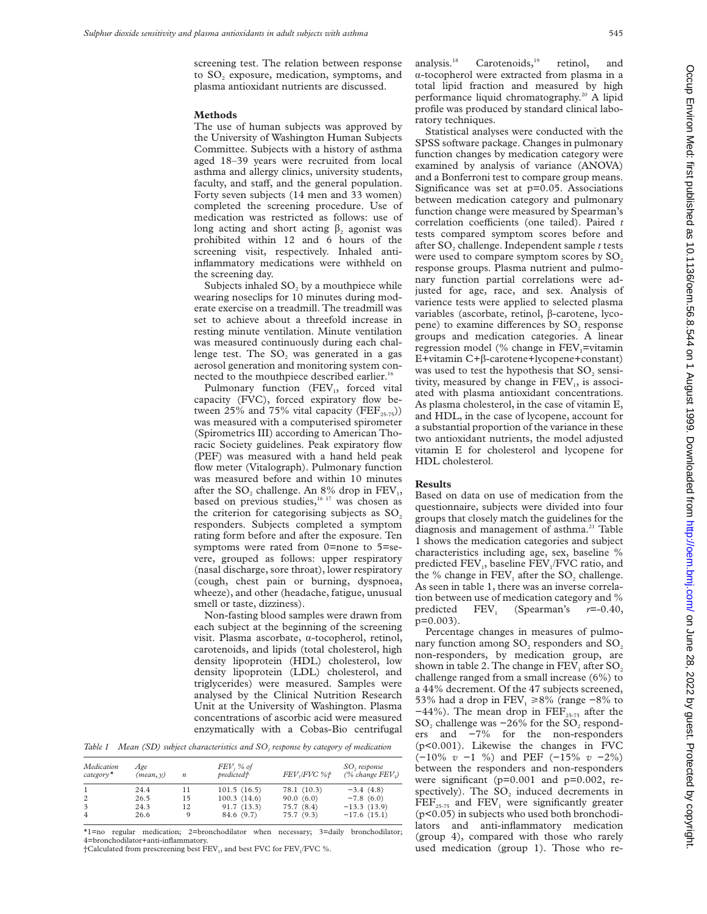screening test. The relation between response to $SO_2$ exposure, medication, symptoms, and plasma antioxidant nutrients are discussed.

## Methods

The use of human subjects was approved by the University of Washington Human Subjects Committee. Subjects with a history of asthma aged 18–39 years were recruited from local asthma and allergy clinics, university students, faculty, and staff, and the general population. Forty seven subjects (14 men and 33 women) completed the screening procedure. Use of medication was restricted as follows: use of long acting and short acting $\beta_2$ agonist was prohibited within 12 and 6 hours of the screening visit, respectively. Inhaled anti-inflammatory medications were withheld on the screening day.

Subjects inhaled $SO_2$ by a mouthpiece while wearing noseclips for 10 minutes during moderate exercise on a treadmill. The treadmill was set to achieve about a threefold increase in resting minute ventilation. Minute ventilation was measured continuously during each challenge test. The $SO_2$ was generated in a gas aerosol generation and monitoring system connected to the mouthpiece described earlier.[16]

Pulmonary function ($FEV_1$, forced vital capacity (FVC), forced expiratory flow between 25% and 75% vital capacity ($FEF_{25-75}$)) was measured with a computerised spirometer (Spirometrics III) according to American Thoracic Society guidelines. Peak expiratory flow (PEF) was measured with a hand held peak flow meter (Vitalograph). Pulmonary function was measured before and within 10 minutes after the $SO_2$ challenge. An 8% drop in $FEV_1$, based on previous studies,[16 17] was chosen as the criterion for categorising subjects as $SO_2$ responders. Subjects completed a symptom rating form before and after the exposure. Ten symptoms were rated from 0=none to 5=severe, grouped as follows: upper respiratory (nasal discharge, sore throat), lower respiratory (cough, chest pain or burning, dyspnoea, wheeze), and other (headache, fatigue, unusual smell or taste, dizziness).

Non-fasting blood samples were drawn from each subject at the beginning of the screening visit. Plasma ascorbate, α-tocopherol, retinol, carotenoids, and lipids (total cholesterol, high density lipoprotein (HDL) cholesterol, low density lipoprotein (LDL) cholesterol, and triglycerides) were measured. Samples were analysed by the Clinical Nutrition Research Unit at the University of Washington. Plasma concentrations of ascorbic acid were measured enzymatically with a Cobas-Bio centrifugal analysis.[18] Carotenoids,[19] retinol, and α-tocopherol were extracted from plasma in a total lipid fraction and measured by high performance liquid chromatography.[20] A lipid profile was produced by standard clinical laboratory techniques.

Statistical analyses were conducted with the SPSS software package. Changes in pulmonary function changes by medication category were examined by analysis of variance (ANOVA) and a Bonferroni test to compare group means. Significance was set at p=0.05. Associations between medication category and pulmonary function change were measured by Spearman's correlation coefficients (one tailed). Paired *t* tests compared symptom scores before and after $SO_2$ challenge. Independent sample *t* tests were used to compare symptom scores by $SO_2$ response groups. Plasma nutrient and pulmonary function partial correlations were adjusted for age, race, and sex. Analysis of varience tests were applied to selected plasma variables (ascorbate, retinol, β-carotene, lycopene) to examine differences by $SO_2$ response groups and medication categories. A linear regression model (% change in $FEV_1$=vitamin E+vitamin C+β-carotene+lycopene+constant) was used to test the hypothesis that $SO_2$ sensitivity, measured by change in $FEV_1$, is associated with plasma antioxidant concentrations. As plasma cholesterol, in the case of vitamin E, and HDL, in the case of lycopene, account for a substantial proportion of the variance in these two antioxidant nutrients, the model adjusted vitamin E for cholesterol and lycopene for HDL cholesterol.

## Results

Based on data on use of medication from the questionnaire, subjects were divided into four groups that closely match the guidelines for the diagnosis and management of asthma.[21] Table 1 shows the medication categories and subject characteristics including age, sex, baseline % predicted $FEV_1$, baseline $FEV_1$/FVC ratio, and the % change in $FEV_1$ after the $SO_2$ challenge. As seen in table 1, there was an inverse correlation between use of medication category and % predicted $FEV_1$ (Spearman's $r$=-0.40, p=0.003).

Percentage changes in measures of pulmonary function among $SO_2$ responders and $SO_2$ non-responders, by medication group, are shown in table 2. The change in $FEV_1$ after $SO_2$ challenge ranged from a small increase (6%) to a 44% decrement. Of the 47 subjects screened, 53% had a drop in $FEV_1$ ≥8% (range −8% to −44%). The mean drop in $FEF_{25-75}$ after the $SO_2$ challenge was −26% for the $SO_2$ responders and −7% for the non-responders (p<0.001). Likewise the changes in FVC (−10% *v* −1 %) and PEF (−15% *v* −2%) between the responders and non-responders were significant (p=0.001 and p=0.002, respectively). The $SO_2$ induced decrements in $FEF_{25-75}$ and $FEV_1$ were significantly greater (p<0.05) in subjects who used both bronchodilators and anti-inflammatory medication (group 4), compared with those who rarely used medication (group 1). Those who re-

*Table 1 Mean (SD) subject characteristics and $SO_2$ response by category of medication*

| Medication category* | Age (mean, y) | n | $FEV_1$ % of predicted† | $FEV_1$/FVC %† | $SO_2$ response (% change $FEV_1$) |
|---|---|---|---|---|---|
| 1 | 24.4 | 11 | 101.5 (16.5) | 78.1 (10.3) | −3.4 (4.8) |
| 2 | 26.5 | 15 | 100.3 (14.6) | 90.0 (6.0) | −7.8 (6.0) |
| 3 | 24.3 | 12 | 91.7 (13.3) | 75.7 (8.4) | −13.3 (13.9) |
| 4 | 26.6 | 9 | 84.6 (9.7) | 75.7 (9.3) | −17.6 (15.1) |

*1=no regular medication; 2=bronchodilator when necessary; 3=daily bronchodilator; 4=bronchodilator+anti-inflammatory.

†Calculated from prescreening best $FEV_1$, and best FVC for $FEV_1$/FVC %.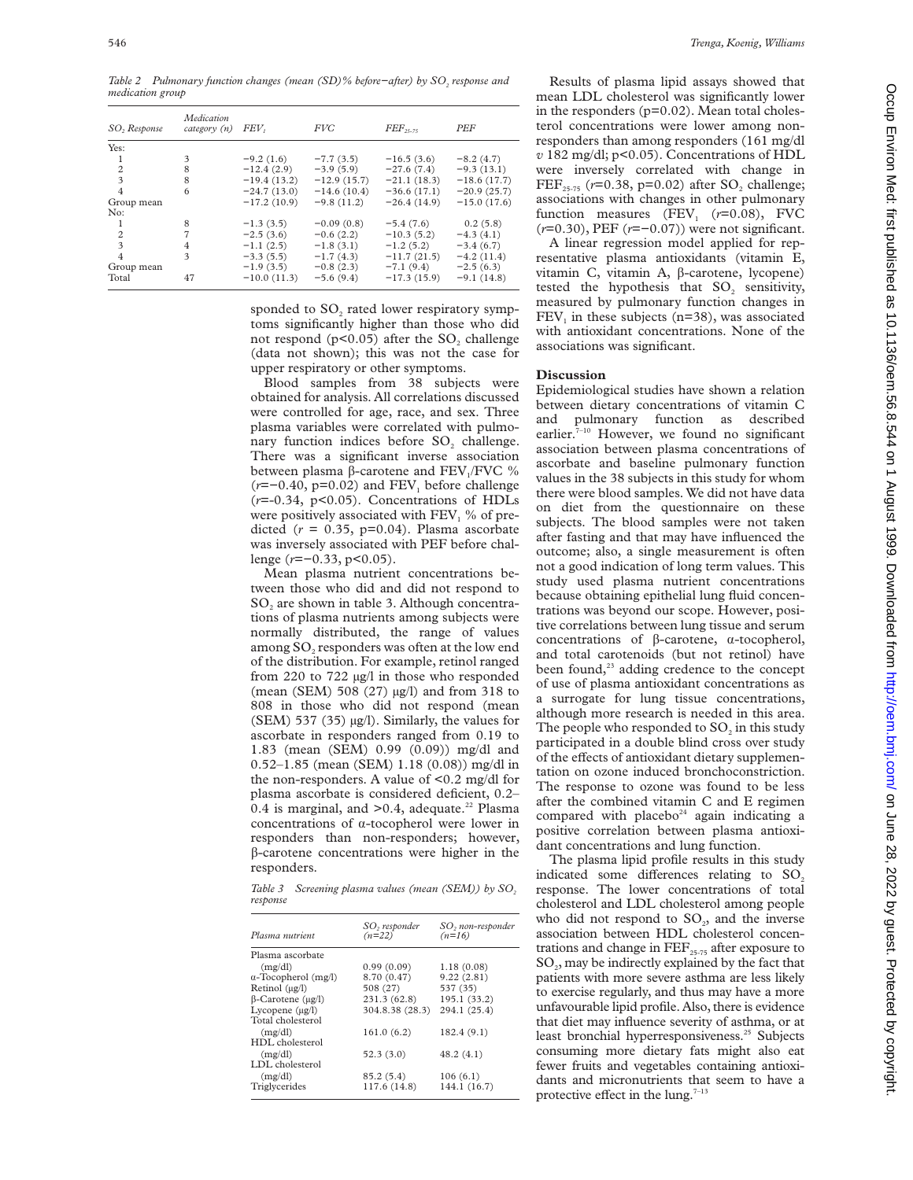*Table 2 Pulmonary function changes (mean (SD)% before−after) by $SO_2$ response and medication group*

| $SO_2$ Response | Medication category (n) | $FEV_1$ | FVC | $FEF_{25-75}$ | PEF |
|---|---|---|---|---|---|
| Yes: | | | | | |
| 1 | 3 | −9.2 (1.6) | −7.7 (3.5) | −16.5 (3.6) | −8.2 (4.7) |
| 2 | 8 | −12.4 (2.9) | −3.9 (5.9) | −27.6 (7.4) | −9.3 (13.1) |
| 3 | 8 | −19.4 (13.2) | −12.9 (15.7) | −21.1 (18.3) | −18.6 (17.7) |
| 4 | 6 | −24.7 (13.0) | −14.6 (10.4) | −36.6 (17.1) | −20.9 (25.7) |
| Group mean | | −17.2 (10.9) | −9.8 (11.2) | −26.4 (14.9) | −15.0 (17.6) |
| No: | | | | | |
| 1 | 8 | −1.3 (3.5) | −0.09 (0.8) | −5.4 (7.6) | 0.2 (5.8) |
| 2 | 7 | −2.5 (3.6) | −0.6 (2.2) | −10.3 (5.2) | −4.3 (4.1) |
| 3 | 4 | −1.1 (2.5) | −1.8 (3.1) | −1.2 (5.2) | −3.4 (6.7) |
| 4 | 3 | −3.3 (5.5) | −1.7 (4.3) | −11.7 (21.5) | −4.2 (11.4) |
| Group mean | | −1.9 (3.5) | −0.8 (2.3) | −7.1 (9.4) | −2.5 (6.3) |
| Total | 47 | −10.0 (11.3) | −5.6 (9.4) | −17.3 (15.9) | −9.1 (14.8) |

sponded to $SO_2$ rated lower respiratory symptoms significantly higher than those who did not respond ($p<0.05$) after the $SO_2$ challenge (data not shown); this was not the case for upper respiratory or other symptoms.

Blood samples from 38 subjects were obtained for analysis. All correlations discussed were controlled for age, race, and sex. Three plasma variables were correlated with pulmonary function indices before $SO_2$ challenge. There was a significant inverse association between plasma β-carotene and $FEV_1$/FVC % ($r=-0.40$, p=0.02) and $FEV_1$ before challenge ($r=-0.34$, $p<0.05$). Concentrations of HDLs were positively associated with $FEV_1$ % of predicted ($r = 0.35$, p=0.04). Plasma ascorbate was inversely associated with PEF before challenge ($r=-0.33$, $p<0.05$).

Mean plasma nutrient concentrations between those who did and did not respond to $SO_2$ are shown in table 3. Although concentrations of plasma nutrients among subjects were normally distributed, the range of values among $SO_2$ responders was often at the low end of the distribution. For example, retinol ranged from 220 to 722 μg/l in those who responded (mean (SEM) 508 (27) μg/l) and from 318 to 808 in those who did not respond (mean (SEM) 537 (35) μg/l). Similarly, the values for ascorbate in responders ranged from 0.19 to 1.83 (mean (SEM) 0.99 (0.09)) mg/dl and 0.52–1.85 (mean (SEM) 1.18 (0.08)) mg/dl in the non-responders. A value of <0.2 mg/dl for plasma ascorbate is considered deficient, 0.2–0.4 is marginal, and >0.4, adequate.[22] Plasma concentrations of α-tocopherol were lower in responders than non-responders; however, β-carotene concentrations were higher in the responders.

*Table 3 Screening plasma values (mean (SEM)) by $SO_2$ response*

| Plasma nutrient | $SO_2$ responder (n=22) | $SO_2$ non-responder (n=16) |
|---|---|---|
| Plasma ascorbate (mg/dl) | 0.99 (0.09) | 1.18 (0.08) |
| α-Tocopherol (mg/l) | 8.70 (0.47) | 9.22 (2.81) |
| Retinol (μg/l) | 508 (27) | 537 (35) |
| β-Carotene (μg/l) | 231.3 (62.8) | 195.1 (33.2) |
| Lycopene (μg/l) | 304.8.38 (28.3) | 294.1 (25.4) |
| Total cholesterol (mg/dl) | 161.0 (6.2) | 182.4 (9.1) |
| HDL cholesterol (mg/dl) | 52.3 (3.0) | 48.2 (4.1) |
| LDL cholesterol (mg/dl) | 85.2 (5.4) | 106 (6.1) |
| Triglycerides | 117.6 (14.8) | 144.1 (16.7) |

Results of plasma lipid assays showed that mean LDL cholesterol was significantly lower in the responders (p=0.02). Mean total cholesterol concentrations were lower among non-responders than among responders (161 mg/dl *v* 182 mg/dl; $p<0.05$). Concentrations of HDL were inversely correlated with change in $FEF_{25-75}$ ($r=0.38$, p=0.02) after $SO_2$ challenge; associations with changes in other pulmonary function measures ($FEV_1$ ($r=0.08$), FVC ($r=0.30$), PEF ($r=-0.07$)) were not significant.

A linear regression model applied for representative plasma antioxidants (vitamin E, vitamin C, vitamin A, β-carotene, lycopene) tested the hypothesis that $SO_2$ sensitivity, measured by pulmonary function changes in $FEV_1$ in these subjects (n=38), was associated with antioxidant concentrations. None of the associations was significant.

## Discussion

Epidemiological studies have shown a relation between dietary concentrations of vitamin C and pulmonary function as described earlier.[7–10] However, we found no significant association between plasma concentrations of ascorbate and baseline pulmonary function values in the 38 subjects in this study for whom there were blood samples. We did not have data on diet from the questionnaire on these subjects. The blood samples were not taken after fasting and that may have influenced the outcome; also, a single measurement is often not a good indication of long term values. This study used plasma nutrient concentrations because obtaining epithelial lung fluid concentrations was beyond our scope. However, positive correlations between lung tissue and serum concentrations of β-carotene, α-tocopherol, and total carotenoids (but not retinol) have been found,[23] adding credence to the concept of use of plasma antioxidant concentrations as a surrogate for lung tissue concentrations, although more research is needed in this area. The people who responded to $SO_2$ in this study participated in a double blind cross over study of the effects of antioxidant dietary supplementation on ozone induced bronchoconstriction. The response to ozone was found to be less after the combined vitamin C and E regimen compared with placebo[24] again indicating a positive correlation between plasma antioxidant concentrations and lung function.

The plasma lipid profile results in this study indicated some differences relating to $SO_2$ response. The lower concentrations of total cholesterol and LDL cholesterol among people who did not respond to $SO_2$, and the inverse association between HDL cholesterol concentrations and change in $FEF_{25-75}$ after exposure to $SO_2$, may be indirectly explained by the fact that patients with more severe asthma are less likely to exercise regularly, and thus may have a more unfavourable lipid profile. Also, there is evidence that diet may influence severity of asthma, or at least bronchial hyperresponsiveness.[25] Subjects consuming more dietary fats might also eat fewer fruits and vegetables containing antioxidants and micronutrients that seem to have a protective effect in the lung.[7–13]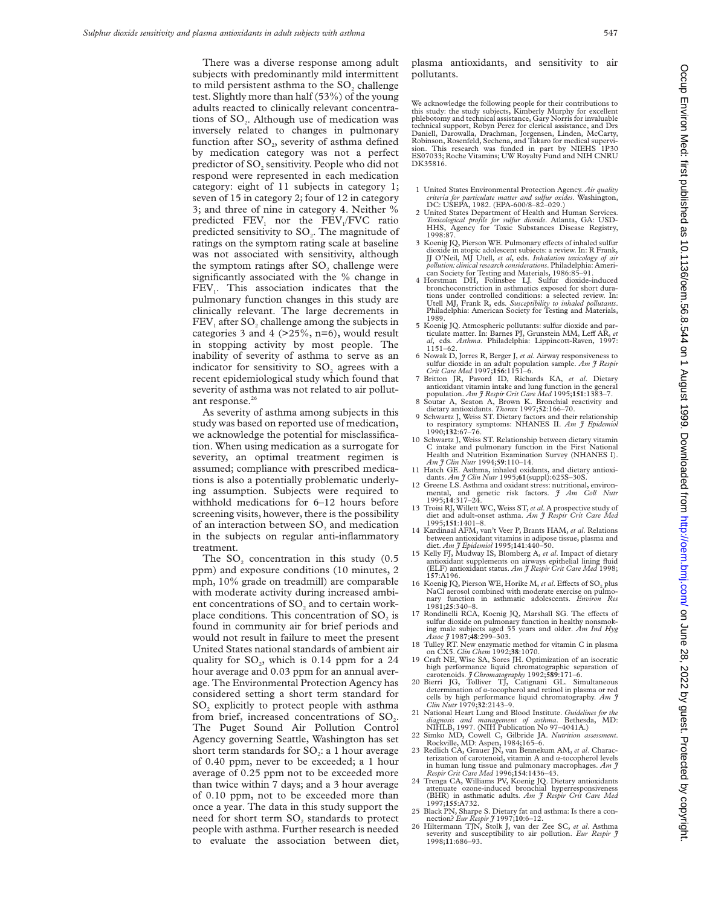There was a diverse response among adult subjects with predominantly mild intermittent to mild persistent asthma to the $SO_2$ challenge test. Slightly more than half (53%) of the young adults reacted to clinically relevant concentrations of $SO_2$. Although use of medication was inversely related to changes in pulmonary function after $SO_2$, severity of asthma defined by medication category was not a perfect predictor of $SO_2$ sensitivity. People who did not respond were represented in each medication category: eight of 11 subjects in category 1; seven of 15 in category 2; four of 12 in category 3; and three of nine in category 4. Neither % predicted $FEV_1$ nor the $FEV_1$/FVC ratio predicted sensitivity to $SO_2$. The magnitude of ratings on the symptom rating scale at baseline was not associated with sensitivity, although the symptom ratings after $SO_2$ challenge were significantly associated with the % change in $FEV_1$. This association indicates that the pulmonary function changes in this study are clinically relevant. The large decrements in $FEV_1$ after $SO_2$ challenge among the subjects in categories 3 and 4 (>25%, n=6), would result in stopping activity by most people. The inability of severity of asthma to serve as an indicator for sensitivity to $SO_2$ agrees with a recent epidemiological study which found that severity of asthma was not related to air pollutant response.[26]

As severity of asthma among subjects in this study was based on reported use of medication, we acknowledge the potential for misclassification. When using medication as a surrogate for severity, an optimal treatment regimen is assumed; compliance with prescribed medications is also a potentially problematic underlying assumption. Subjects were required to withhold medications for 6–12 hours before screening visits, however, there is the possibility of an interaction between $SO_2$ and medication in the subjects on regular anti-inflammatory treatment.

The $SO_2$ concentration in this study (0.5 ppm) and exposure conditions (10 minutes, 2 mph, 10% grade on treadmill) are comparable with moderate activity during increased ambient concentrations of $SO_2$ and to certain workplace conditions. This concentration of $SO_2$ is found in community air for brief periods and would not result in failure to meet the present United States national standards of ambient air quality for $SO_2$, which is 0.14 ppm for a 24 hour average and 0.03 ppm for an annual average. The Environmental Protection Agency has considered setting a short term standard for $SO_2$ explicitly to protect people with asthma from brief, increased concentrations of $SO_2$. The Puget Sound Air Pollution Control Agency governing Seattle, Washington has set short term standards for $SO_2$: a 1 hour average of 0.40 ppm, never to be exceeded; a 1 hour average of 0.25 ppm not to be exceeded more than twice within 7 days; and a 3 hour average of 0.10 ppm, not to be exceeded more than once a year. The data in this study support the need for short term $SO_2$ standards to protect people with asthma. Further research is needed to evaluate the association between diet, plasma antioxidants, and sensitivity to air pollutants.

We acknowledge the following people for their contributions to this study: the study subjects, Kimberly Murphy for excellent phlebotomy and technical assistance, Gary Norris for invaluable technical support, Robyn Perez for clerical assistance, and Drs Daniell, Darowalla, Drachman, Jorgensen, Linden, McCarty, Robinson, Rosenfeld, Sechena, and Takaro for medical supervision. This research was funded in part by NIEHS 1P30 ES07033; Roche Vitamins; UW Royalty Fund and NIH CNRU DK35816.

1. United States Environmental Protection Agency. *Air quality criteria for particulate matter and sulfur oxides*. Washington, DC: USEPA, 1982. (EPA-600/8–82–029.)
2. United States Department of Health and Human Services. *Toxicological profile for sulfur dioxide*. Atlanta, GA: USDHHS, Agency for Toxic Substances Disease Registry, 1998:87.
3. Koenig JQ, Pierson WE. Pulmonary effects of inhaled sulfur dioxide in atopic adolescent subjects: a review. In: R Frank, JJ O'Neil, MJ Utell, *et al*, eds. *Inhalation toxicology of air pollution: clinical research considerations*. Philadelphia: American Society for Testing and Materials, 1986:85–91.
4. Horstman DH, Folinsbee LJ. Sulfur dioxide-induced bronchoconstriction in asthmatics exposed for short durations under controlled conditions: a selected review. In: Utell MJ, Frank R, eds. *Susceptibility to inhaled pollutants*. Philadelphia: American Society for Testing and Materials, 1989.
5. Koenig JQ. Atmospheric pollutants: sulfur dioxide and particulate matter. In: Barnes PJ, Grunstein MM, Leff AR, *et al*, eds. *Asthma*. Philadelphia: Lippincott-Raven, 1997: 1151–62.
6. Nowak D, Jorres R, Berger J, *et al*. Airway responsiveness to sulfur dioxide in an adult population sample. *Am J Respir Crit Care Med* 1997;**156**:1151–6.
7. Britton JR, Pavord ID, Richards KA, *et al*. Dietary antioxidant vitamin intake and lung function in the general population. *Am J Respir Crit Care Med* 1995;**151**:1383–7.
8. Soutar A, Seaton A, Brown K. Bronchial reactivity and dietary antioxidants. *Thorax* 1997;**52**:166–70.
9. Schwartz J, Weiss ST. Dietary factors and their relationship to respiratory symptoms: NHANES II. *Am J Epidemiol* 1990;**132**:67–76.
10. Schwartz J, Weiss ST. Relationship between dietary vitamin C intake and pulmonary function in the First National Health and Nutrition Examination Survey (NHANES I). *Am J Clin Nutr* 1994;**59**:110–14.
11. Hatch GE. Asthma, inhaled oxidants, and dietary antioxidants. *Am J Clin Nutr* 1995;**61**(suppl):625S–30S.
12. Greene LS. Asthma and oxidant stress: nutritional, environmental, and genetic risk factors. *J Am Coll Nutr* 1995;**14**:317–24.
13. Troisi RJ, Willett WC, Weiss ST, *et al*. A prospective study of diet and adult-onset asthma. *Am J Respir Crit Care Med* 1995;**151**:1401–8.
14. Kardinaal AFM, van't Veer P, Brants HAM, *et al*. Relations between antioxidant vitamins in adipose tissue, plasma and diet. *Am J Epidemiol* 1995;**141**:440–50.
15. Kelly FJ, Mudway IS, Blomberg A, *et al*. Impact of dietary antioxidant supplements on airways epithelial lining fluid (ELF) antioxidant status. *Am J Respir Crit Care Med* 1998; **157**:A196.
16. Koenig JQ, Pierson WE, Horike M, *et al*. Effects of $SO_2$ plus NaCl aerosol combined with moderate exercise on pulmonary function in asthmatic adolescents. *Environ Res* 1981;**25**:340–8.
17. Rondinelli RCA, Koenig JQ, Marshall SG. The effects of sulfur dioxide on pulmonary function in healthy nonsmoking male subjects aged 55 years and older. *Am Ind Hyg Assoc J* 1987;**48**:299–303.
18. Tulley RT. New enzymatic method for vitamin C in plasma on CX5. *Clin Chem* 1992;**38**:1070.
19. Craft NE, Wise SA, Sores JH. Optimization of an isocratic high performance liquid chromatographic separation of carotenoids. *J Chromatography* 1992;**589**:171–6.
20. Bierri JG, Tolliver TJ, Catignani GL. Simultaneous determination of α-tocopherol and retinol in plasma or red cells by high performance liquid chromatography. *Am J Clin Nutr* 1979;**32**:2143–9.
21. National Heart Lung and Blood Institute. *Guidelines for the diagnosis and management of asthma*. Bethesda, MD: NIHLB, 1997. (NIH Publication No 97–4041A.)
22. Simko MD, Cowell C, Gilbride JA. *Nutrition assessment*. Rockville, MD: Aspen, 1984;165–6.
23. Redlich CA, Grauer JN, van Bennekum AM, *et al*. Characterization of carotenoid, vitamin A and α-tocopherol levels in human lung tissue and pulmonary macrophages. *Am J Respir Crit Care Med* 1996;**154**:1436–43.
24. Trenga CA, Williams PV, Koenig JQ. Dietary antioxidants attenuate ozone-induced bronchial hyperresponsiveness (BHR) in asthmatic adults. *Am J Respir Crit Care Med* 1997;**155**:A732.
25. Black PN, Sharpe S. Dietary fat and asthma: Is there a connection? *Eur Respir J* 1997;**10**:6–12.
26. Hiltermann TJN, Stolk J, van der Zee SC, *et al*. Asthma severity and susceptibility to air pollution. *Eur Respir J* 1998;**11**:686–93.